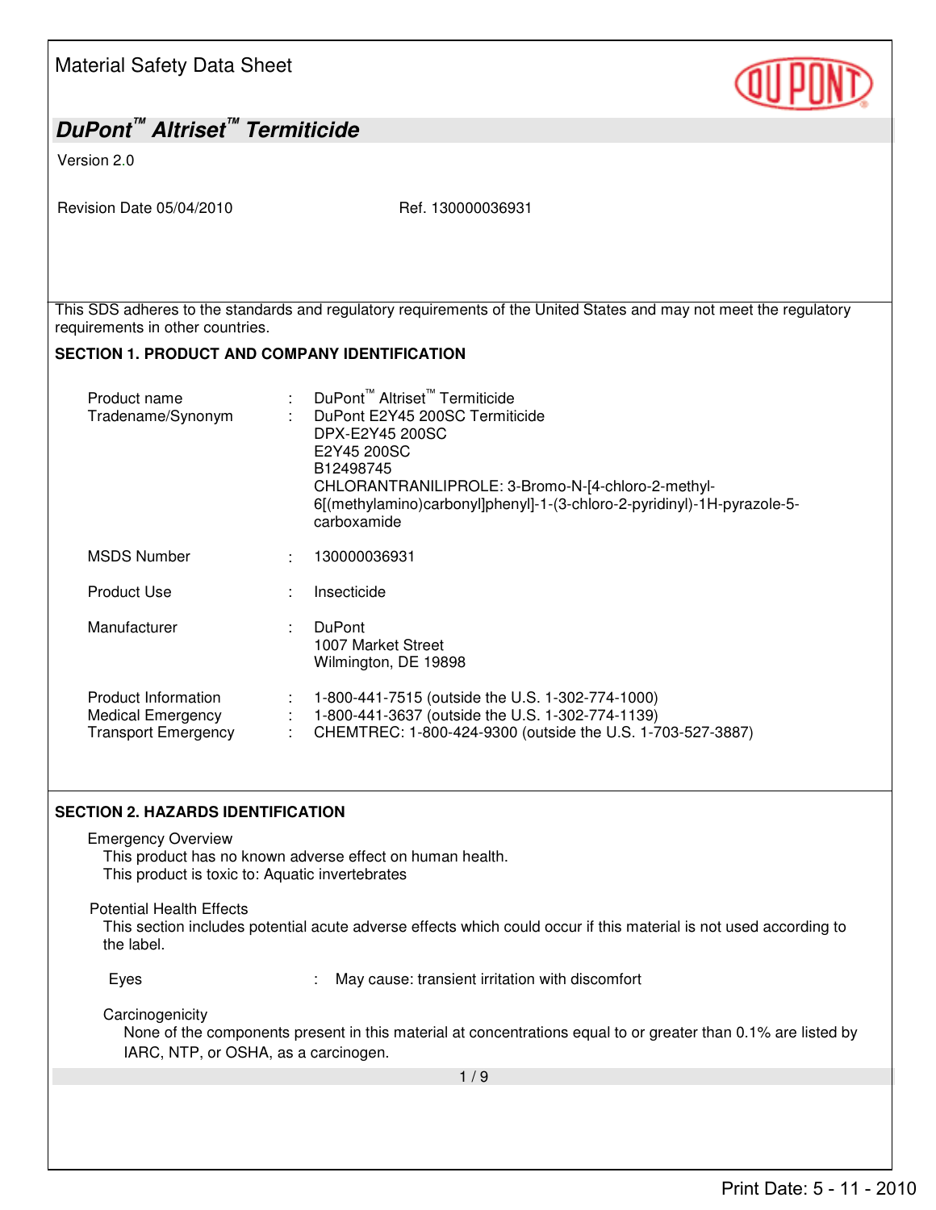# Material Safety Data Sheet

## DuPont™ Altriset™ Termiticide

Version 2.0

Revision Date 05/04/2010 Ref. 130000036931

This SDS adheres to the standards and regulatory requirements of the United States and may not meet the regulatory requirements in other countries.

### SECTION 1. PRODUCT AND COMPANY IDENTIFICATION

| | | |
|---|---|---|
| Product name | : | DuPont™ Altriset™ Termiticide |
| Tradename/Synonym | : | DuPont E2Y45 200SC Termiticide<br>DPX-E2Y45 200SC<br>E2Y45 200SC<br>B12498745<br>CHLORANTRANILIPROLE: 3-Bromo-N-[4-chloro-2-methyl-6[(methylamino)carbonyl]phenyl]-1-(3-chloro-2-pyridinyl)-1H-pyrazole-5-carboxamide |
| MSDS Number | : | 130000036931 |
| Product Use | : | Insecticide |
| Manufacturer | : | DuPont<br>1007 Market Street<br>Wilmington, DE 19898 |
| Product Information | : | 1-800-441-7515 (outside the U.S. 1-302-774-1000) |
| Medical Emergency | : | 1-800-441-3637 (outside the U.S. 1-302-774-1139) |
| Transport Emergency | : | CHEMTREC: 1-800-424-9300 (outside the U.S. 1-703-527-3887) |

### SECTION 2. HAZARDS IDENTIFICATION

**Emergency Overview**

This product has no known adverse effect on human health.
This product is toxic to: Aquatic invertebrates

**Potential Health Effects**

This section includes potential acute adverse effects which could occur if this material is not used according to the label.

Eyes : May cause: transient irritation with discomfort

**Carcinogenicity**

None of the components present in this material at concentrations equal to or greater than 0.1% are listed by IARC, NTP, or OSHA, as a carcinogen.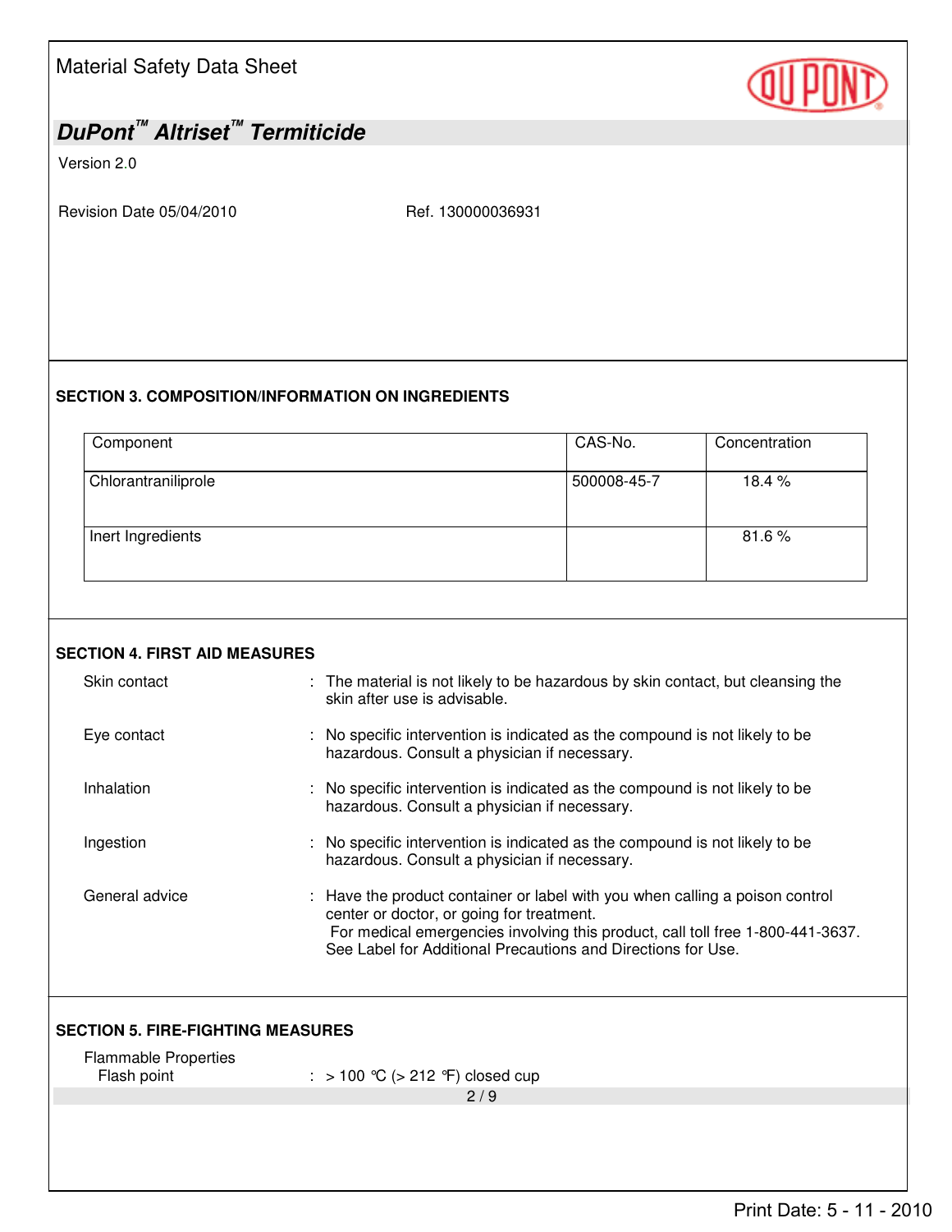## SECTION 3. COMPOSITION/INFORMATION ON INGREDIENTS

| Component | CAS-No. | Concentration |
|---|---|---|
| Chlorantraniliprole | 500008-45-7 | 18.4 % |
| Inert Ingredients | | 81.6 % |

## SECTION 4. FIRST AID MEASURES

Skin contact : The material is not likely to be hazardous by skin contact, but cleansing the skin after use is advisable.

Eye contact : No specific intervention is indicated as the compound is not likely to be hazardous. Consult a physician if necessary.

Inhalation : No specific intervention is indicated as the compound is not likely to be hazardous. Consult a physician if necessary.

Ingestion : No specific intervention is indicated as the compound is not likely to be hazardous. Consult a physician if necessary.

General advice : Have the product container or label with you when calling a poison control center or doctor, or going for treatment.
For medical emergencies involving this product, call toll free 1-800-441-3637.
See Label for Additional Precautions and Directions for Use.

## SECTION 5. FIRE-FIGHTING MEASURES

Flammable Properties

Flash point : > 100 °C (> 212 °F) closed cup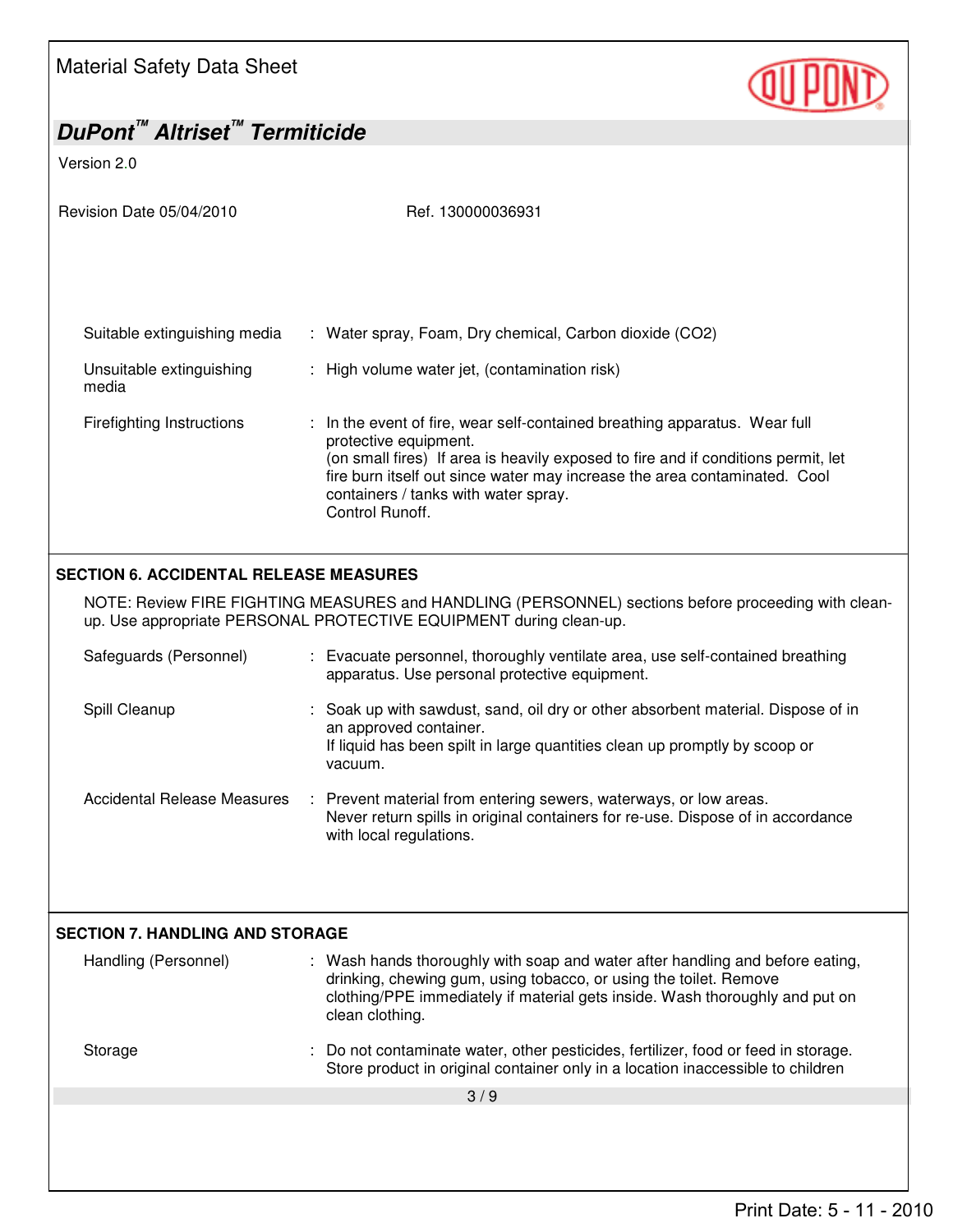| | |
|---|---|
| Suitable extinguishing media | : Water spray, Foam, Dry chemical, Carbon dioxide ($CO_2$) |
| Unsuitable extinguishing media | : High volume water jet, (contamination risk) |
| Firefighting Instructions | : In the event of fire, wear self-contained breathing apparatus. Wear full protective equipment. (on small fires) If area is heavily exposed to fire and if conditions permit, let fire burn itself out since water may increase the area contaminated. Cool containers / tanks with water spray. Control Runoff. |

## SECTION 6. ACCIDENTAL RELEASE MEASURES

NOTE: Review FIRE FIGHTING MEASURES and HANDLING (PERSONNEL) sections before proceeding with clean-up. Use appropriate PERSONAL PROTECTIVE EQUIPMENT during clean-up.

| | |
|---|---|
| Safeguards (Personnel) | : Evacuate personnel, thoroughly ventilate area, use self-contained breathing apparatus. Use personal protective equipment. |
| Spill Cleanup | : Soak up with sawdust, sand, oil dry or other absorbent material. Dispose of in an approved container. If liquid has been spilt in large quantities clean up promptly by scoop or vacuum. |
| Accidental Release Measures | : Prevent material from entering sewers, waterways, or low areas. Never return spills in original containers for re-use. Dispose of in accordance with local regulations. |

## SECTION 7. HANDLING AND STORAGE

| | |
|---|---|
| Handling (Personnel) | : Wash hands thoroughly with soap and water after handling and before eating, drinking, chewing gum, using tobacco, or using the toilet. Remove clothing/PPE immediately if material gets inside. Wash thoroughly and put on clean clothing. |
| Storage | : Do not contaminate water, other pesticides, fertilizer, food or feed in storage. Store product in original container only in a location inaccessible to children |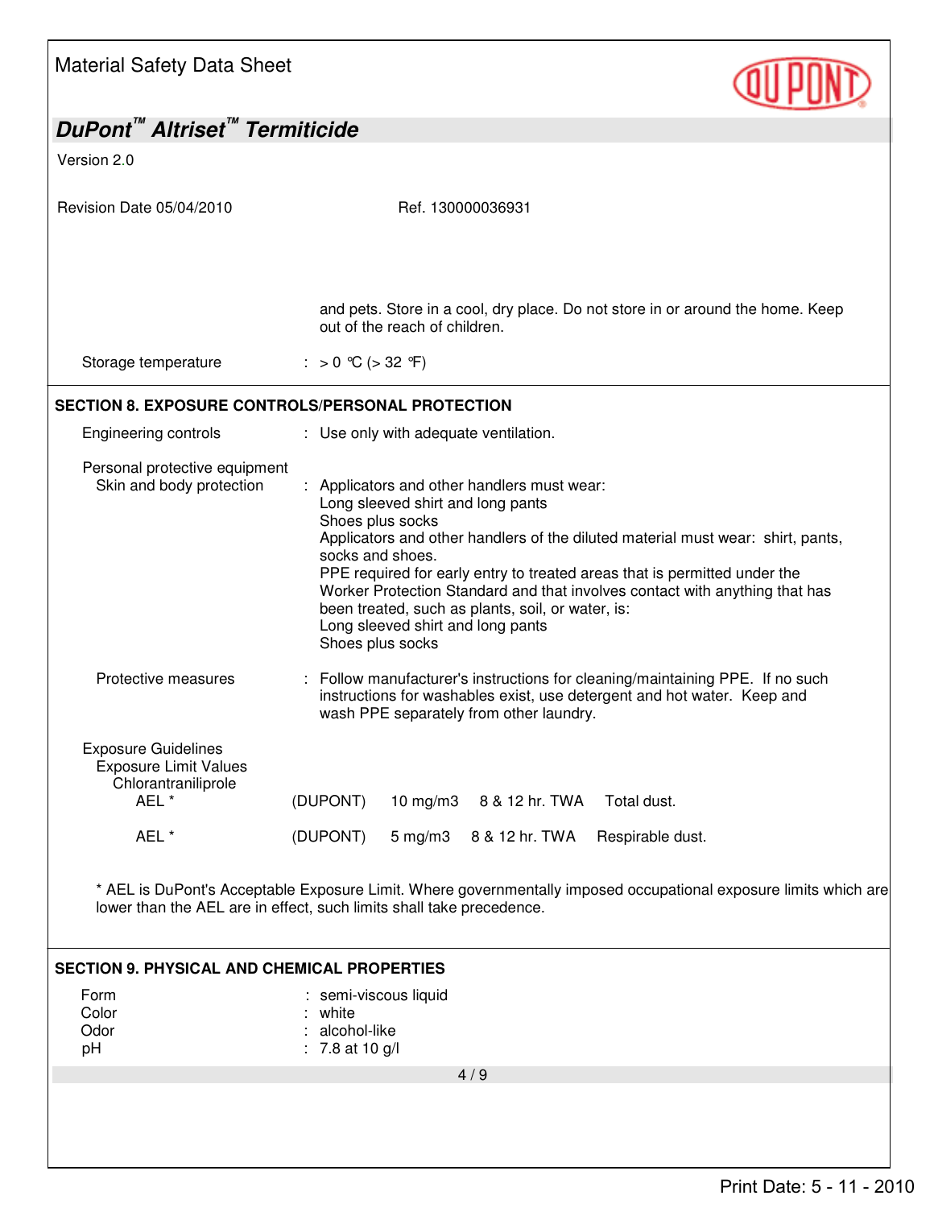and pets. Store in a cool, dry place. Do not store in or around the home. Keep out of the reach of children.

Storage temperature : > 0 °C (> 32 °F)

## SECTION 8. EXPOSURE CONTROLS/PERSONAL PROTECTION

Engineering controls : Use only with adequate ventilation.

Personal protective equipment

Skin and body protection : Applicators and other handlers must wear:
Long sleeved shirt and long pants
Shoes plus socks
Applicators and other handlers of the diluted material must wear: shirt, pants, socks and shoes.
PPE required for early entry to treated areas that is permitted under the Worker Protection Standard and that involves contact with anything that has been treated, such as plants, soil, or water, is:
Long sleeved shirt and long pants
Shoes plus socks

Protective measures : Follow manufacturer's instructions for cleaning/maintaining PPE. If no such instructions for washables exist, use detergent and hot water. Keep and wash PPE separately from other laundry.

Exposure Guidelines

Exposure Limit Values

Chlorantraniliprole

| | | | | |
|---|---|---|---|---|
| AEL * | (DUPONT) | 10 mg/m3 | 8 & 12 hr. TWA | Total dust. |
| AEL * | (DUPONT) | 5 mg/m3 | 8 & 12 hr. TWA | Respirable dust. |

* AEL is DuPont's Acceptable Exposure Limit. Where governmentally imposed occupational exposure limits which are lower than the AEL are in effect, such limits shall take precedence.

## SECTION 9. PHYSICAL AND CHEMICAL PROPERTIES

Form : semi-viscous liquid
Color : white
Odor : alcohol-like
pH : 7.8 at 10 g/l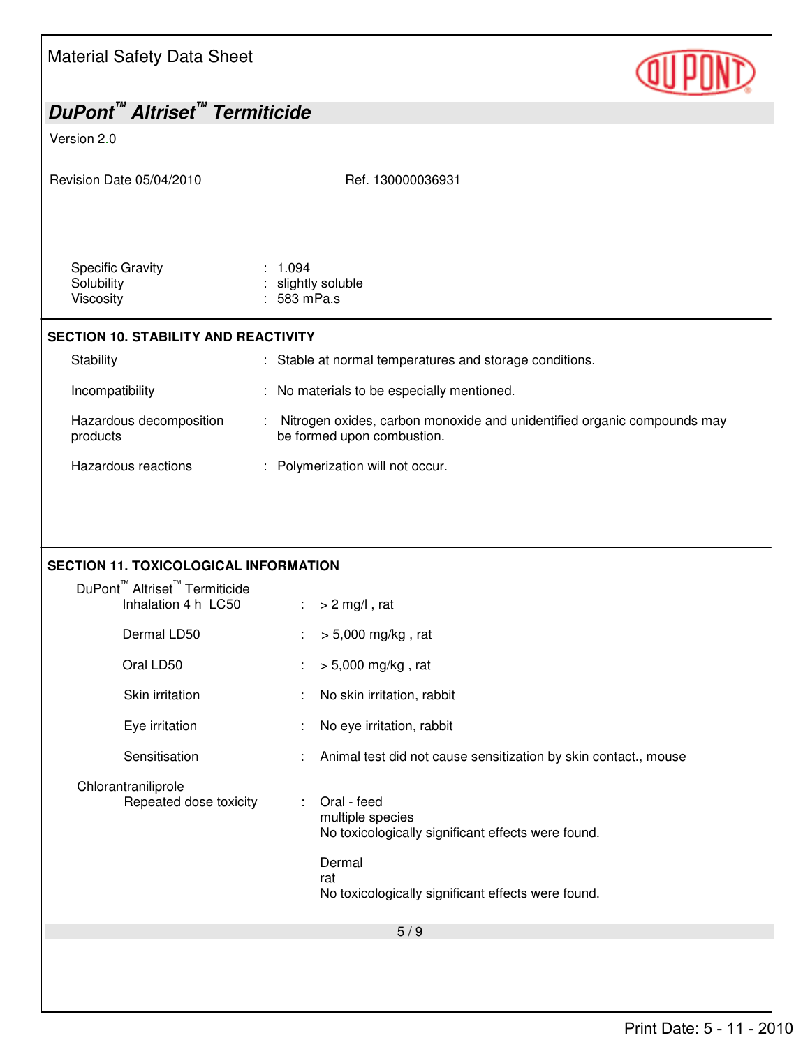| | | |
|---|---|---|
| Specific Gravity | : | 1.094 |
| Solubility | : | slightly soluble |
| Viscosity | : | 583 mPa.s |

## SECTION 10. STABILITY AND REACTIVITY

| | | |
|---|---|---|
| Stability | : | Stable at normal temperatures and storage conditions. |
| Incompatibility | : | No materials to be especially mentioned. |
| Hazardous decomposition products | : | Nitrogen oxides, carbon monoxide and unidentified organic compounds may be formed upon combustion. |
| Hazardous reactions | : | Polymerization will not occur. |

## SECTION 11. TOXICOLOGICAL INFORMATION

DuPont™ Altriset™ Termiticide

| | | |
|---|---|---|
| Inhalation 4 h LC50 | : | > 2 mg/l , rat |
| Dermal LD50 | : | > 5,000 mg/kg , rat |
| Oral LD50 | : | > 5,000 mg/kg , rat |
| Skin irritation | : | No skin irritation, rabbit |
| Eye irritation | : | No eye irritation, rabbit |
| Sensitisation | : | Animal test did not cause sensitization by skin contact., mouse |

Chlorantraniliprole

| | | |
|---|---|---|
| Repeated dose toxicity | : | Oral - feed<br>multiple species<br>No toxicologically significant effects were found.<br><br>Dermal<br>rat<br>No toxicologically significant effects were found. |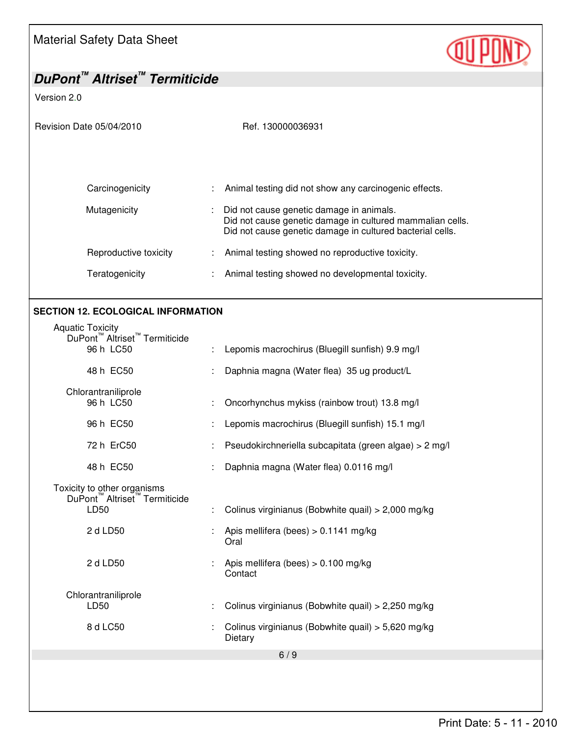| | | |
|---|---|---|
| Carcinogenicity | : | Animal testing did not show any carcinogenic effects. |
| Mutagenicity | : | Did not cause genetic damage in animals.<br>Did not cause genetic damage in cultured mammalian cells.<br>Did not cause genetic damage in cultured bacterial cells. |
| Reproductive toxicity | : | Animal testing showed no reproductive toxicity. |
| Teratogenicity | : | Animal testing showed no developmental toxicity. |

## SECTION 12. ECOLOGICAL INFORMATION

**Aquatic Toxicity**

DuPont™ Altriset™ Termiticide

| | | |
|---|---|---|
| 96 h LC50 | : | Lepomis macrochirus (Bluegill sunfish) 9.9 mg/l |
| 48 h EC50 | : | Daphnia magna (Water flea) 35 ug product/L |

Chlorantraniliprole

| | | |
|---|---|---|
| 96 h LC50 | : | Oncorhynchus mykiss (rainbow trout) 13.8 mg/l |
| 96 h EC50 | : | Lepomis macrochirus (Bluegill sunfish) 15.1 mg/l |
| 72 h ErC50 | : | Pseudokirchneriella subcapitata (green algae) > 2 mg/l |
| 48 h EC50 | : | Daphnia magna (Water flea) 0.0116 mg/l |

**Toxicity to other organisms**

DuPont™ Altriset™ Termiticide

| | | |
|---|---|---|
| LD50 | : | Colinus virginianus (Bobwhite quail) > 2,000 mg/kg |
| 2 d LD50 | : | Apis mellifera (bees) > 0.1141 mg/kg<br>Oral |
| 2 d LD50 | : | Apis mellifera (bees) > 0.100 mg/kg<br>Contact |

Chlorantraniliprole

| | | |
|---|---|---|
| LD50 | : | Colinus virginianus (Bobwhite quail) > 2,250 mg/kg |
| 8 d LC50 | : | Colinus virginianus (Bobwhite quail) > 5,620 mg/kg<br>Dietary |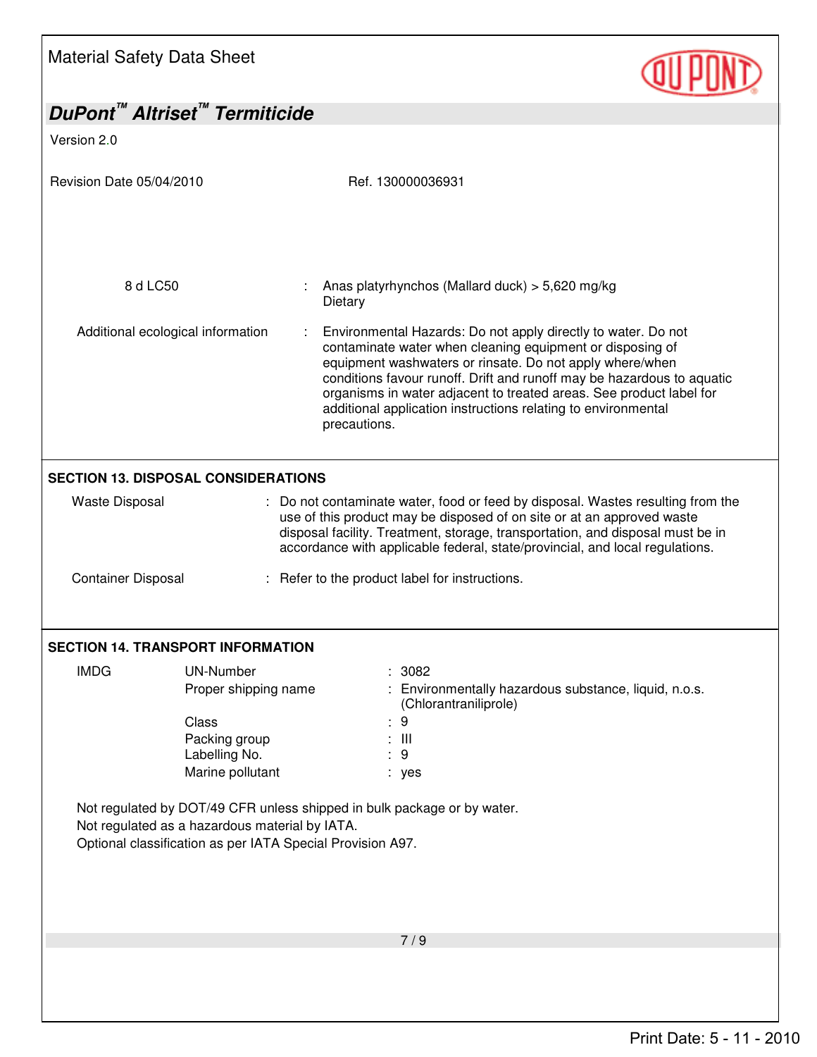| | | |
|---|---|---|
| 8 d LC50 | : | Anas platyrhynchos (Mallard duck) > 5,620 mg/kg Dietary |
| Additional ecological information | : | Environmental Hazards: Do not apply directly to water. Do not contaminate water when cleaning equipment or disposing of equipment washwaters or rinsate. Do not apply where/when conditions favour runoff. Drift and runoff may be hazardous to aquatic organisms in water adjacent to treated areas. See product label for additional application instructions relating to environmental precautions. |

## SECTION 13. DISPOSAL CONSIDERATIONS

| | | |
|---|---|---|
| Waste Disposal | : | Do not contaminate water, food or feed by disposal. Wastes resulting from the use of this product may be disposed of on site or at an approved waste disposal facility. Treatment, storage, transportation, and disposal must be in accordance with applicable federal, state/provincial, and local regulations. |
| Container Disposal | : | Refer to the product label for instructions. |

## SECTION 14. TRANSPORT INFORMATION

| | | | |
|---|---|---|---|
| IMDG | UN-Number | : | 3082 |
| | Proper shipping name | : | Environmentally hazardous substance, liquid, n.o.s. (Chlorantraniliprole) |
| | Class | : | 9 |
| | Packing group | : | III |
| | Labelling No. | : | 9 |
| | Marine pollutant | : | yes |

Not regulated by DOT/49 CFR unless shipped in bulk package or by water.
Not regulated as a hazardous material by IATA.
Optional classification as per IATA Special Provision A97.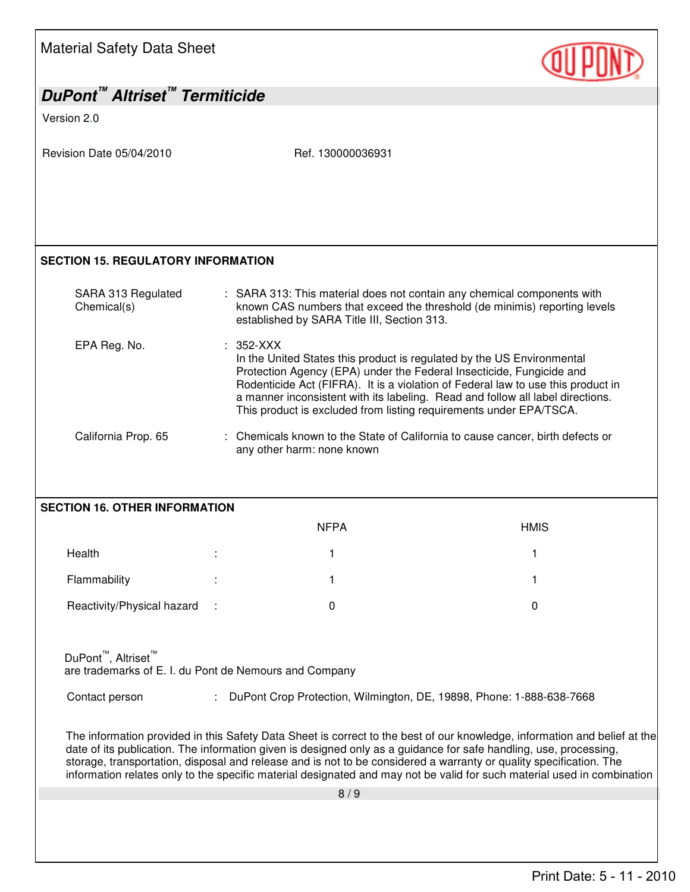## SECTION 15. REGULATORY INFORMATION

| | |
|---|---|
| SARA 313 Regulated Chemical(s) | : SARA 313: This material does not contain any chemical components with known CAS numbers that exceed the threshold (de minimis) reporting levels established by SARA Title III, Section 313. |
| EPA Reg. No. | : 352-XXX<br>In the United States this product is regulated by the US Environmental Protection Agency (EPA) under the Federal Insecticide, Fungicide and Rodenticide Act (FIFRA). It is a violation of Federal law to use this product in a manner inconsistent with its labeling. Read and follow all label directions. This product is excluded from listing requirements under EPA/TSCA. |
| California Prop. 65 | : Chemicals known to the State of California to cause cancer, birth defects or any other harm: none known |

## SECTION 16. OTHER INFORMATION

| | NFPA | HMIS |
|---|---|---|
| Health : | 1 | 1 |
| Flammability : | 1 | 1 |
| Reactivity/Physical hazard : | 0 | 0 |

DuPont™, Altriset™
are trademarks of E. I. du Pont de Nemours and Company

Contact person : DuPont Crop Protection, Wilmington, DE, 19898, Phone: 1-888-638-7668

The information provided in this Safety Data Sheet is correct to the best of our knowledge, information and belief at the date of its publication. The information given is designed only as a guidance for safe handling, use, processing, storage, transportation, disposal and release and is not to be considered a warranty or quality specification. The information relates only to the specific material designated and may not be valid for such material used in combination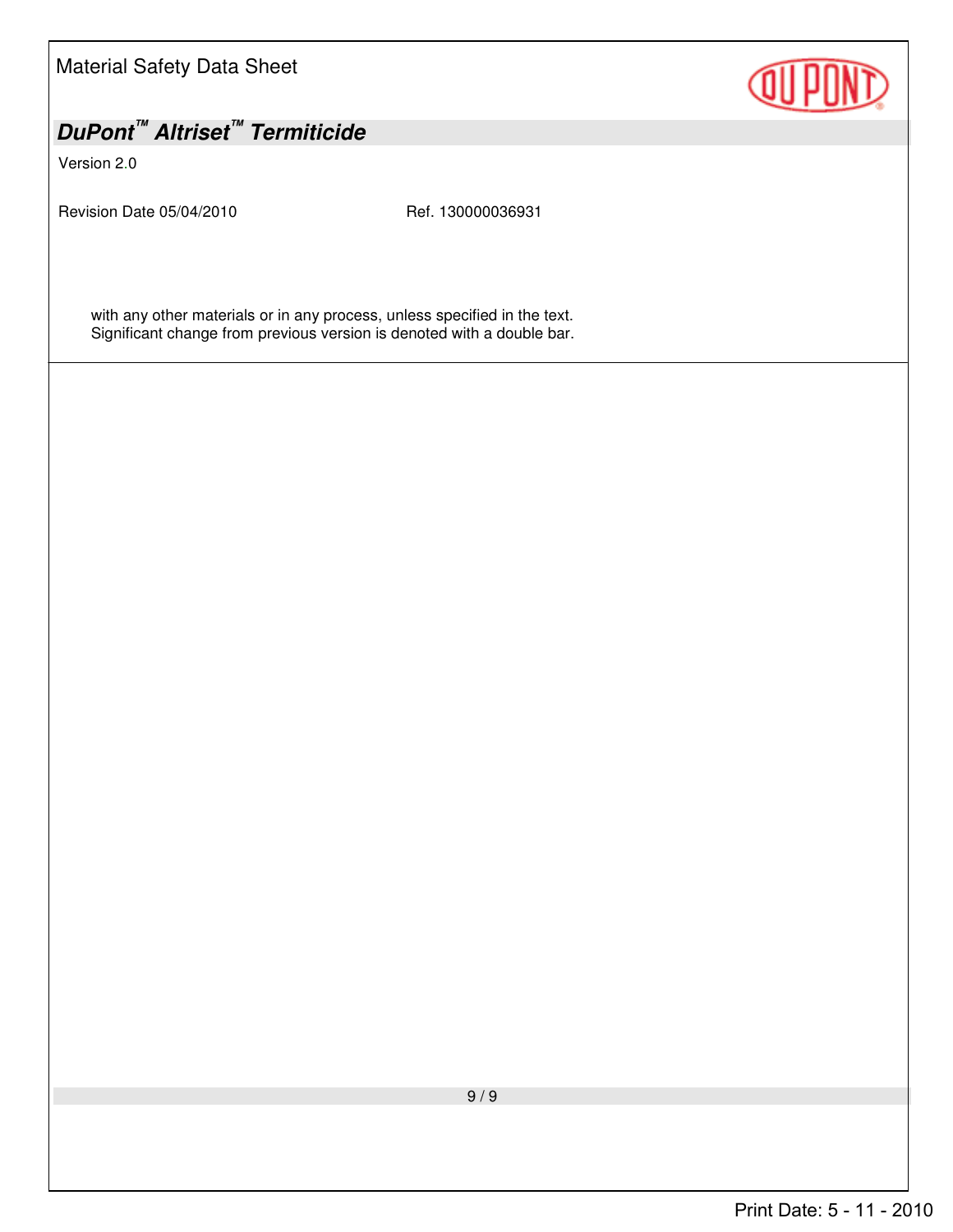with any other materials or in any process, unless specified in the text.
Significant change from previous version is denoted with a double bar.